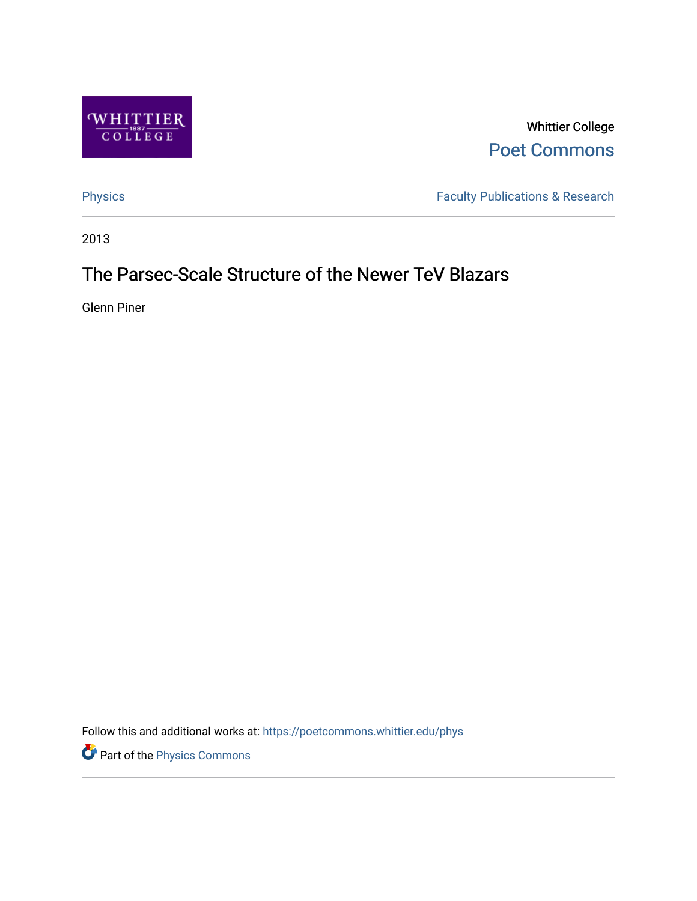Whittier College

Poet Commons

Physics

Faculty Publications & Research

2013

# The Parsec-Scale Structure of the Newer TeV Blazars

Glenn Piner

Follow this and additional works at: https://poetcommons.whittier.edu/phys

Part of the Physics Commons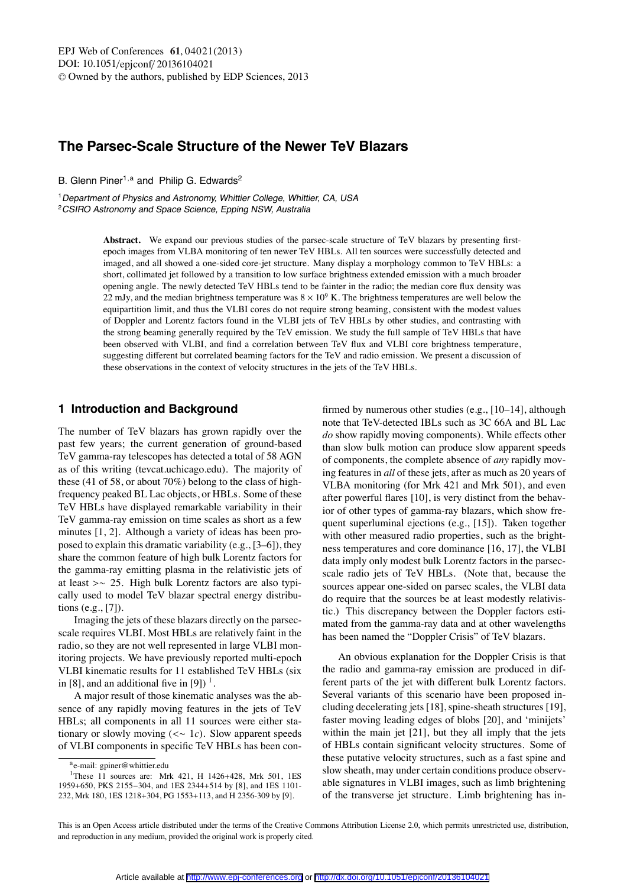# The Parsec-Scale Structure of the Newer TeV Blazars

B. Glenn Piner[1,a] and Philip G. Edwards[2]

[1] *Department of Physics and Astronomy, Whittier College, Whittier, CA, USA*
[2] *CSIRO Astronomy and Space Science, Epping NSW, Australia*

**Abstract.** We expand our previous studies of the parsec-scale structure of TeV blazars by presenting first-epoch images from VLBA monitoring of ten newer TeV HBLs. All ten sources were successfully detected and imaged, and all showed a one-sided core-jet structure. Many display a morphology common to TeV HBLs: a short, collimated jet followed by a transition to low surface brightness extended emission with a much broader opening angle. The newly detected TeV HBLs tend to be fainter in the radio; the median core flux density was 22 mJy, and the median brightness temperature was $8 \times 10^9$ K. The brightness temperatures are well below the equipartition limit, and thus the VLBI cores do not require strong beaming, consistent with the modest values of Doppler and Lorentz factors found in the VLBI jets of TeV HBLs by other studies, and contrasting with the strong beaming generally required by the TeV emission. We study the full sample of TeV HBLs that have been observed with VLBI, and find a correlation between TeV flux and VLBI core brightness temperature, suggesting different but correlated beaming factors for the TeV and radio emission. We present a discussion of these observations in the context of velocity structures in the jets of the TeV HBLs.

## 1 Introduction and Background

The number of TeV blazars has grown rapidly over the past few years; the current generation of ground-based TeV gamma-ray telescopes has detected a total of 58 AGN as of this writing (tevcat.uchicago.edu). The majority of these (41 of 58, or about 70%) belong to the class of high-frequency peaked BL Lac objects, or HBLs. Some of these TeV HBLs have displayed remarkable variability in their TeV gamma-ray emission on time scales as short as a few minutes [1, 2]. Although a variety of ideas has been proposed to explain this dramatic variability (e.g., [3–6]), they share the common feature of high bulk Lorentz factors for the gamma-ray emitting plasma in the relativistic jets of at least $>\sim 25$. High bulk Lorentz factors are also typically used to model TeV blazar spectral energy distributions (e.g., [7]).

Imaging the jets of these blazars directly on the parsec-scale requires VLBI. Most HBLs are relatively faint in the radio, so they are not well represented in large VLBI monitoring projects. We have previously reported multi-epoch VLBI kinematic results for 11 established TeV HBLs (six in [8], and an additional five in [9]) [1].

A major result of those kinematic analyses was the absence of any rapidly moving features in the jets of TeV HBLs; all components in all 11 sources were either stationary or slowly moving ($<\sim 1c$). Slow apparent speeds of VLBI components in specific TeV HBLs has been confirmed by numerous other studies (e.g., [10–14], although note that TeV-detected IBLs such as 3C 66A and BL Lac *do* show rapidly moving components). While effects other than slow bulk motion can produce slow apparent speeds of components, the complete absence of *any* rapidly moving features in *all* of these jets, after as much as 20 years of VLBA monitoring (for Mrk 421 and Mrk 501), and even after powerful flares [10], is very distinct from the behavior of other types of gamma-ray blazars, which show frequent superluminal ejections (e.g., [15]). Taken together with other measured radio properties, such as the brightness temperatures and core dominance [16, 17], the VLBI data imply only modest bulk Lorentz factors in the parsec-scale radio jets of TeV HBLs. (Note that, because the sources appear one-sided on parsec scales, the VLBI data do require that the sources be at least modestly relativistic.) This discrepancy between the Doppler factors estimated from the gamma-ray data and at other wavelengths has been named the "Doppler Crisis" of TeV blazars.

An obvious explanation for the Doppler Crisis is that the radio and gamma-ray emission are produced in different parts of the jet with different bulk Lorentz factors. Several variants of this scenario have been proposed including decelerating jets [18], spine-sheath structures [19], faster moving leading edges of blobs [20], and 'minijets' within the main jet [21], but they all imply that the jets of HBLs contain significant velocity structures. Some of these putative velocity structures, such as a fast spine and slow sheath, may under certain conditions produce observable signatures in VLBI images, such as limb brightening of the transverse jet structure. Limb brightening has in-

[a] e-mail: gpiner@whittier.edu

[1] These 11 sources are: Mrk 421, H 1426+428, Mrk 501, 1ES 1959+650, PKS 2155−304, and 1ES 2344+514 by [8], and 1ES 1101-232, Mrk 180, 1ES 1218+304, PG 1553+113, and H 2356-309 by [9].

This is an Open Access article distributed under the terms of the Creative Commons Attribution License 2.0, which permits unrestricted use, distribution, and reproduction in any medium, provided the original work is properly cited.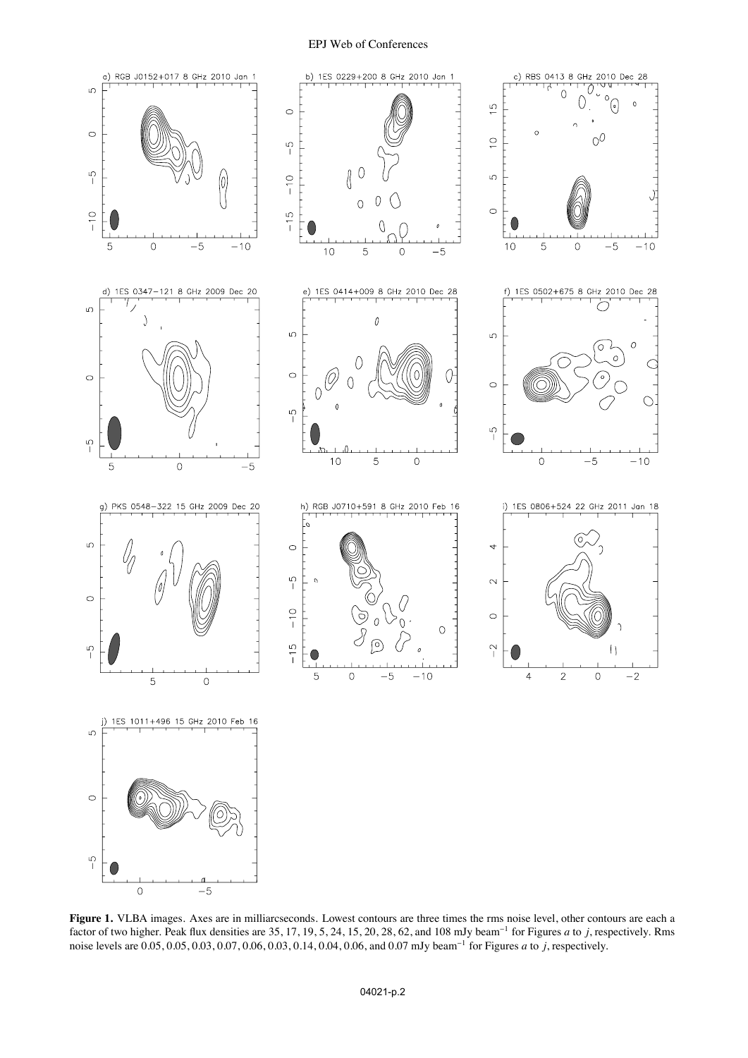**Figure 1.** VLBA images. Axes are in milliarcseconds. Lowest contours are three times the rms noise level, other contours are each a factor of two higher. Peak flux densities are 35, 17, 19, 5, 24, 15, 20, 28, 62, and 108 mJy beam$^{-1}$ for Figures *a* to *j*, respectively. Rms noise levels are 0.05, 0.05, 0.03, 0.07, 0.06, 0.03, 0.14, 0.04, 0.06, and 0.07 mJy beam$^{-1}$ for Figures *a* to *j*, respectively.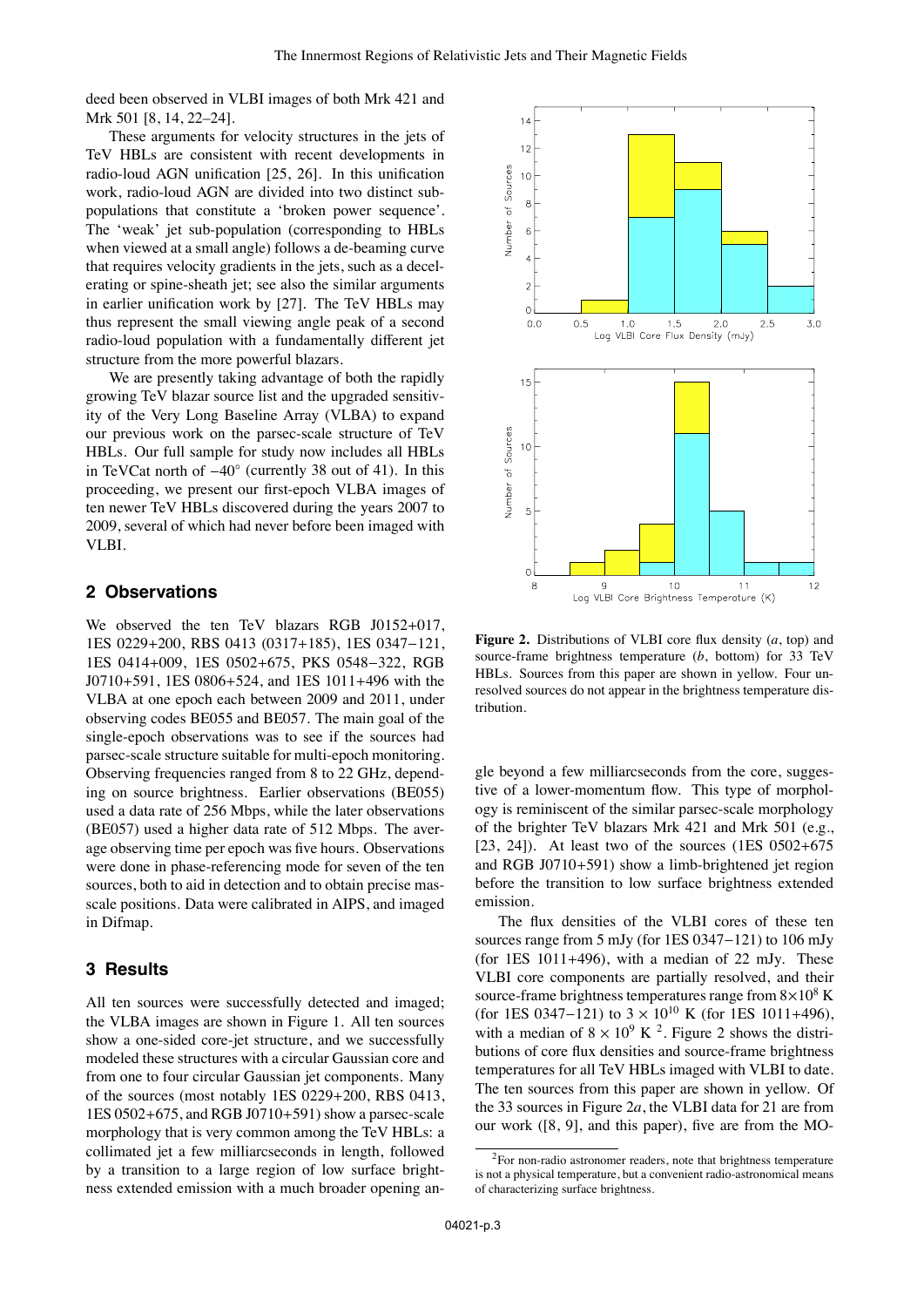deed been observed in VLBI images of both Mrk 421 and Mrk 501 [8, 14, 22–24].

These arguments for velocity structures in the jets of TeV HBLs are consistent with recent developments in radio-loud AGN unification [25, 26]. In this unification work, radio-loud AGN are divided into two distinct subpopulations that constitute a 'broken power sequence'. The 'weak' jet sub-population (corresponding to HBLs when viewed at a small angle) follows a de-beaming curve that requires velocity gradients in the jets, such as a decelerating or spine-sheath jet; see also the similar arguments in earlier unification work by [27]. The TeV HBLs may thus represent the small viewing angle peak of a second radio-loud population with a fundamentally different jet structure from the more powerful blazars.

We are presently taking advantage of both the rapidly growing TeV blazar source list and the upgraded sensitivity of the Very Long Baseline Array (VLBA) to expand our previous work on the parsec-scale structure of TeV HBLs. Our full sample for study now includes all HBLs in TeVCat north of $-40^{\circ}$ (currently 38 out of 41). In this proceeding, we present our first-epoch VLBA images of ten newer TeV HBLs discovered during the years 2007 to 2009, several of which had never before been imaged with VLBI.

## 2 Observations

We observed the ten TeV blazars RGB J0152+017, 1ES 0229+200, RBS 0413 (0317+185), 1ES 0347−121, 1ES 0414+009, 1ES 0502+675, PKS 0548−322, RGB J0710+591, 1ES 0806+524, and 1ES 1011+496 with the VLBA at one epoch each between 2009 and 2011, under observing codes BE055 and BE057. The main goal of the single-epoch observations was to see if the sources had parsec-scale structure suitable for multi-epoch monitoring. Observing frequencies ranged from 8 to 22 GHz, depending on source brightness. Earlier observations (BE055) used a data rate of 256 Mbps, while the later observations (BE057) used a higher data rate of 512 Mbps. The average observing time per epoch was five hours. Observations were done in phase-referencing mode for seven of the ten sources, both to aid in detection and to obtain precise mas-scale positions. Data were calibrated in AIPS, and imaged in Difmap.

## 3 Results

All ten sources were successfully detected and imaged; the VLBA images are shown in Figure 1. All ten sources show a one-sided core-jet structure, and we successfully modeled these structures with a circular Gaussian core and from one to four circular Gaussian jet components. Many of the sources (most notably 1ES 0229+200, RBS 0413, 1ES 0502+675, and RGB J0710+591) show a parsec-scale morphology that is very common among the TeV HBLs: a collimated jet a few milliarcseconds in length, followed by a transition to a large region of low surface brightness extended emission with a much broader opening angle beyond a few milliarcseconds from the core, suggestive of a lower-momentum flow. This type of morphology is reminiscent of the similar parsec-scale morphology of the brighter TeV blazars Mrk 421 and Mrk 501 (e.g., [23, 24]). At least two of the sources (1ES 0502+675 and RGB J0710+591) show a limb-brightened jet region before the transition to low surface brightness extended emission.

**Figure 2.** Distributions of VLBI core flux density (*a*, top) and source-frame brightness temperature (*b*, bottom) for 33 TeV HBLs. Sources from this paper are shown in yellow. Four unresolved sources do not appear in the brightness temperature distribution.

The flux densities of the VLBI cores of these ten sources range from 5 mJy (for 1ES 0347−121) to 106 mJy (for 1ES 1011+496), with a median of 22 mJy. These VLBI core components are partially resolved, and their source-frame brightness temperatures range from $8\times10^{8}$ K (for 1ES 0347−121) to $3\times10^{10}$ K (for 1ES 1011+496), with a median of $8\times10^{9}$ K [2]. Figure 2 shows the distributions of core flux densities and source-frame brightness temperatures for all TeV HBLs imaged with VLBI to date. The ten sources from this paper are shown in yellow. Of the 33 sources in Figure 2*a*, the VLBI data for 21 are from our work ([8, 9], and this paper), five are from the MO-

[2] For non-radio astronomer readers, note that brightness temperature is not a physical temperature, but a convenient radio-astronomical means of characterizing surface brightness.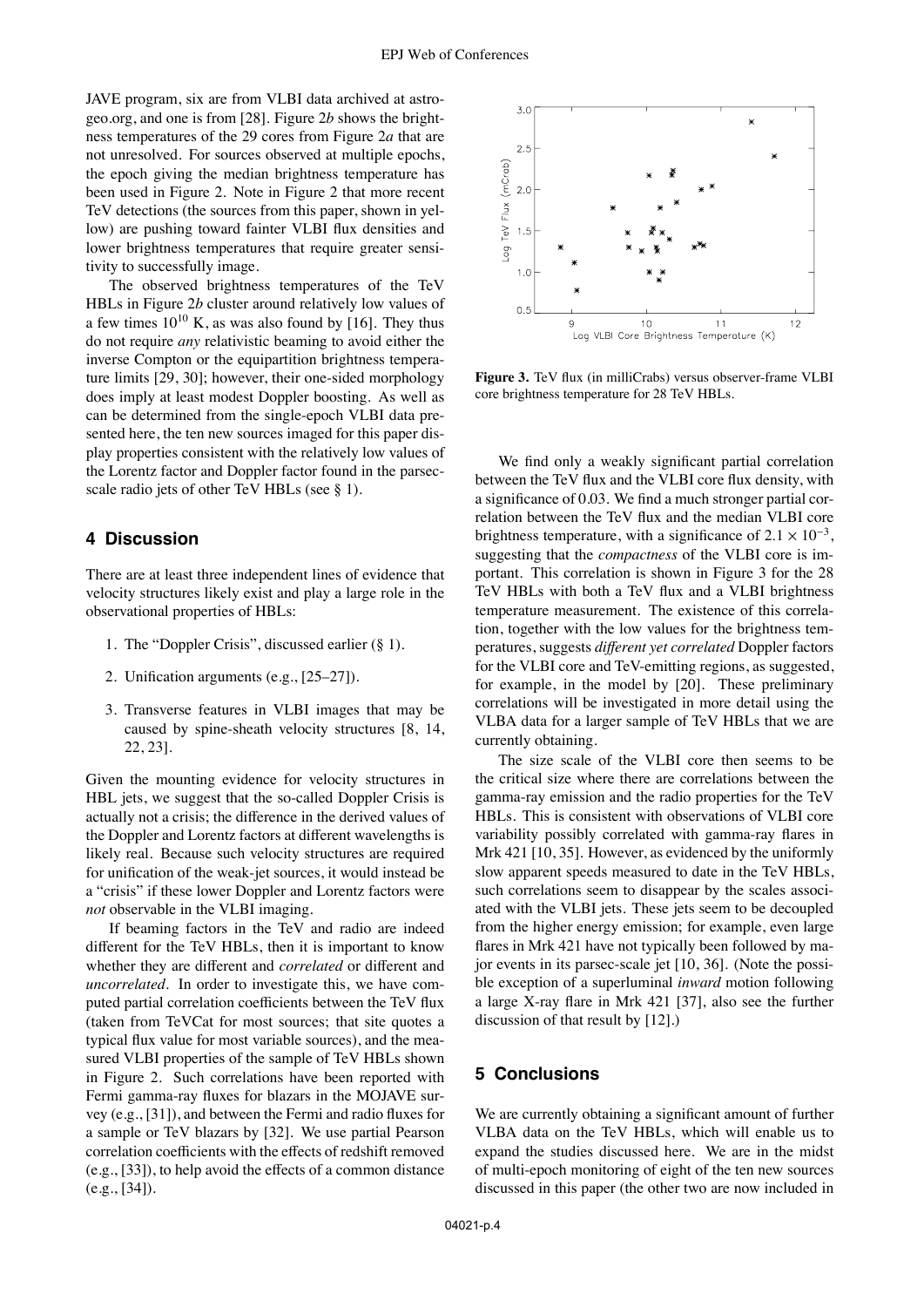JAVE program, six are from VLBI data archived at astrogeo.org, and one is from [28]. Figure 2*b* shows the brightness temperatures of the 29 cores from Figure 2*a* that are not unresolved. For sources observed at multiple epochs, the epoch giving the median brightness temperature has been used in Figure 2. Note in Figure 2 that more recent TeV detections (the sources from this paper, shown in yellow) are pushing toward fainter VLBI flux densities and lower brightness temperatures that require greater sensitivity to successfully image.

The observed brightness temperatures of the TeV HBLs in Figure 2*b* cluster around relatively low values of a few times $10^{10}$ K, as was also found by [16]. They thus do not require *any* relativistic beaming to avoid either the inverse Compton or the equipartition brightness temperature limits [29, 30]; however, their one-sided morphology does imply at least modest Doppler boosting. As well as can be determined from the single-epoch VLBI data presented here, the ten new sources imaged for this paper display properties consistent with the relatively low values of the Lorentz factor and Doppler factor found in the parsec-scale radio jets of other TeV HBLs (see § 1).

## 4 Discussion

There are at least three independent lines of evidence that velocity structures likely exist and play a large role in the observational properties of HBLs:

1. The "Doppler Crisis", discussed earlier (§ 1).
2. Unification arguments (e.g., [25–27]).
3. Transverse features in VLBI images that may be caused by spine-sheath velocity structures [8, 14, 22, 23].

Given the mounting evidence for velocity structures in HBL jets, we suggest that the so-called Doppler Crisis is actually not a crisis; the difference in the derived values of the Doppler and Lorentz factors at different wavelengths is likely real. Because such velocity structures are required for unification of the weak-jet sources, it would instead be a "crisis" if these lower Doppler and Lorentz factors were *not* observable in the VLBI imaging.

If beaming factors in the TeV and radio are indeed different for the TeV HBLs, then it is important to know whether they are different and *correlated* or different and *uncorrelated*. In order to investigate this, we have computed partial correlation coefficients between the TeV flux (taken from TeVCat for most sources; that site quotes a typical flux value for most variable sources), and the measured VLBI properties of the sample of TeV HBLs shown in Figure 2. Such correlations have been reported with Fermi gamma-ray fluxes for blazars in the MOJAVE survey (e.g., [31]), and between the Fermi and radio fluxes for a sample or TeV blazars by [32]. We use partial Pearson correlation coefficients with the effects of redshift removed (e.g., [33]), to help avoid the effects of a common distance (e.g., [34]).

**Figure 3.** TeV flux (in milliCrabs) versus observer-frame VLBI core brightness temperature for 28 TeV HBLs.

We find only a weakly significant partial correlation between the TeV flux and the VLBI core flux density, with a significance of 0.03. We find a much stronger partial correlation between the TeV flux and the median VLBI core brightness temperature, with a significance of $2.1 \times 10^{-3}$, suggesting that the *compactness* of the VLBI core is important. This correlation is shown in Figure 3 for the 28 TeV HBLs with both a TeV flux and a VLBI brightness temperature measurement. The existence of this correlation, together with the low values for the brightness temperatures, suggests *different yet correlated* Doppler factors for the VLBI core and TeV-emitting regions, as suggested, for example, in the model by [20]. These preliminary correlations will be investigated in more detail using the VLBA data for a larger sample of TeV HBLs that we are currently obtaining.

The size scale of the VLBI core then seems to be the critical size where there are correlations between the gamma-ray emission and the radio properties for the TeV HBLs. This is consistent with observations of VLBI core variability possibly correlated with gamma-ray flares in Mrk 421 [10, 35]. However, as evidenced by the uniformly slow apparent speeds measured to date in the TeV HBLs, such correlations seem to disappear by the scales associated with the VLBI jets. These jets seem to be decoupled from the higher energy emission; for example, even large flares in Mrk 421 have not typically been followed by major events in its parsec-scale jet [10, 36]. (Note the possible exception of a superluminal *inward* motion following a large X-ray flare in Mrk 421 [37], also see the further discussion of that result by [12].)

## 5 Conclusions

We are currently obtaining a significant amount of further VLBA data on the TeV HBLs, which will enable us to expand the studies discussed here. We are in the midst of multi-epoch monitoring of eight of the ten new sources discussed in this paper (the other two are now included in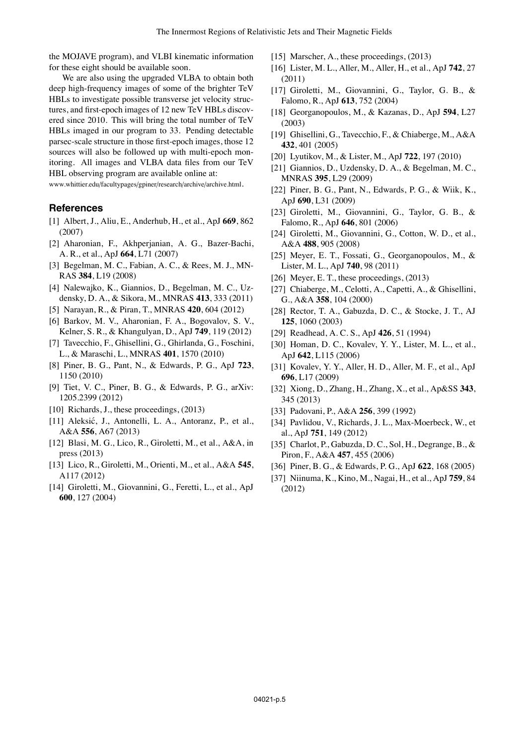the MOJAVE program), and VLBI kinematic information for these eight should be available soon.

We are also using the upgraded VLBA to obtain both deep high-frequency images of some of the brighter TeV HBLs to investigate possible transverse jet velocity structures, and first-epoch images of 12 new TeV HBLs discovered since 2010. This will bring the total number of TeV HBLs imaged in our program to 33. Pending detectable parsec-scale structure in those first-epoch images, those 12 sources will also be followed up with multi-epoch monitoring. All images and VLBA data files from our TeV HBL observing program are available online at:
www.whittier.edu/facultypages/gpiner/research/archive/archive.html.

## References

[1] Albert, J., Aliu, E., Anderhub, H., et al., ApJ **669**, 862 (2007)

[2] Aharonian, F., Akhperjanian, A. G., Bazer-Bachi, A. R., et al., ApJ **664**, L71 (2007)

[3] Begelman, M. C., Fabian, A. C., & Rees, M. J., MNRAS **384**, L19 (2008)

[4] Nalewajko, K., Giannios, D., Begelman, M. C., Uzdensky, D. A., & Sikora, M., MNRAS **413**, 333 (2011)

[5] Narayan, R., & Piran, T., MNRAS **420**, 604 (2012)

[6] Barkov, M. V., Aharonian, F. A., Bogovalov, S. V., Kelner, S. R., & Khangulyan, D., ApJ **749**, 119 (2012)

[7] Tavecchio, F., Ghisellini, G., Ghirlanda, G., Foschini, L., & Maraschi, L., MNRAS **401**, 1570 (2010)

[8] Piner, B. G., Pant, N., & Edwards, P. G., ApJ **723**, 1150 (2010)

[9] Tiet, V. C., Piner, B. G., & Edwards, P. G., arXiv: 1205.2399 (2012)

[10] Richards, J., these proceedings, (2013)

[11] Aleksić, J., Antonelli, L. A., Antoranz, P., et al., A&A **556**, A67 (2013)

[12] Blasi, M. G., Lico, R., Giroletti, M., et al., A&A, in press (2013)

[13] Lico, R., Giroletti, M., Orienti, M., et al., A&A **545**, A117 (2012)

[14] Giroletti, M., Giovannini, G., Feretti, L., et al., ApJ **600**, 127 (2004)

[15] Marscher, A., these proceedings, (2013)

[16] Lister, M. L., Aller, M., Aller, H., et al., ApJ **742**, 27 (2011)

[17] Giroletti, M., Giovannini, G., Taylor, G. B., & Falomo, R., ApJ **613**, 752 (2004)

[18] Georganopoulos, M., & Kazanas, D., ApJ **594**, L27 (2003)

[19] Ghisellini, G., Tavecchio, F., & Chiaberge, M., A&A **432**, 401 (2005)

[20] Lyutikov, M., & Lister, M., ApJ **722**, 197 (2010)

[21] Giannios, D., Uzdensky, D. A., & Begelman, M. C., MNRAS **395**, L29 (2009)

[22] Piner, B. G., Pant, N., Edwards, P. G., & Wiik, K., ApJ **690**, L31 (2009)

[23] Giroletti, M., Giovannini, G., Taylor, G. B., & Falomo, R., ApJ **646**, 801 (2006)

[24] Giroletti, M., Giovannini, G., Cotton, W. D., et al., A&A **488**, 905 (2008)

[25] Meyer, E. T., Fossati, G., Georganopoulos, M., & Lister, M. L., ApJ **740**, 98 (2011)

[26] Meyer, E. T., these proceedings, (2013)

[27] Chiaberge, M., Celotti, A., Capetti, A., & Ghisellini, G., A&A **358**, 104 (2000)

[28] Rector, T. A., Gabuzda, D. C., & Stocke, J. T., AJ **125**, 1060 (2003)

[29] Readhead, A. C. S., ApJ **426**, 51 (1994)

[30] Homan, D. C., Kovalev, Y. Y., Lister, M. L., et al., ApJ **642**, L115 (2006)

[31] Kovalev, Y. Y., Aller, H. D., Aller, M. F., et al., ApJ **696**, L17 (2009)

[32] Xiong, D., Zhang, H., Zhang, X., et al., Ap&SS **343**, 345 (2013)

[33] Padovani, P., A&A **256**, 399 (1992)

[34] Pavlidou, V., Richards, J. L., Max-Moerbeck, W., et al., ApJ **751**, 149 (2012)

[35] Charlot, P., Gabuzda, D. C., Sol, H., Degrange, B., & Piron, F., A&A **457**, 455 (2006)

[36] Piner, B. G., & Edwards, P. G., ApJ **622**, 168 (2005)

[37] Niinuma, K., Kino, M., Nagai, H., et al., ApJ **759**, 84 (2012)